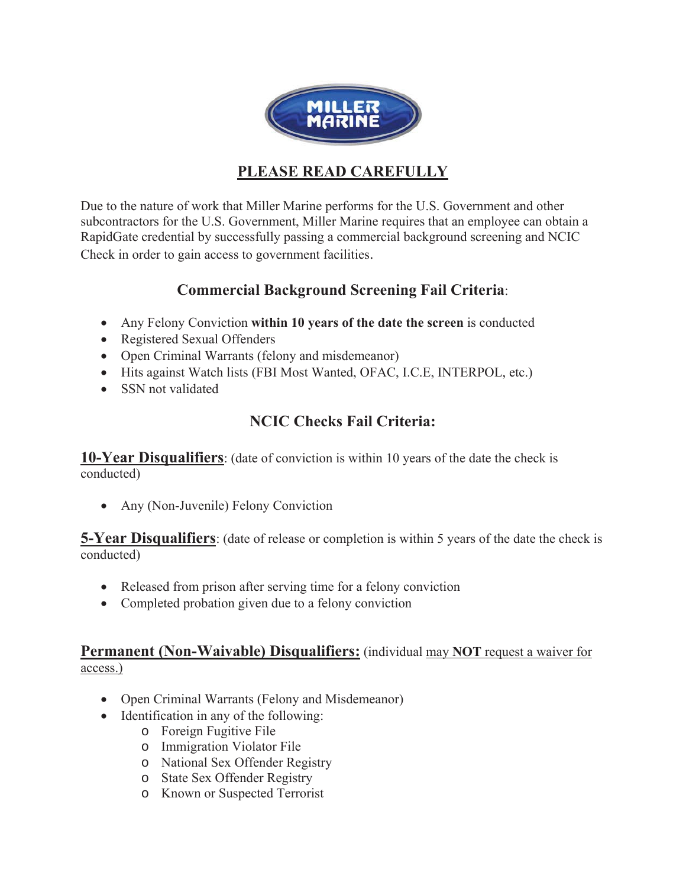**MILLER MARINE**

## PLEASE READ CAREFULLY

Due to the nature of work that Miller Marine performs for the U.S. Government and other subcontractors for the U.S. Government, Miller Marine requires that an employee can obtain a RapidGate credential by successfully passing a commercial background screening and NCIC Check in order to gain access to government facilities.

### Commercial Background Screening Fail Criteria:

- Any Felony Conviction **within 10 years of the date the screen** is conducted
- Registered Sexual Offenders
- Open Criminal Warrants (felony and misdemeanor)
- Hits against Watch lists (FBI Most Wanted, OFAC, I.C.E, INTERPOL, etc.)
- SSN not validated

### NCIC Checks Fail Criteria:

**10-Year Disqualifiers**: (date of conviction is within 10 years of the date the check is conducted)

- Any (Non-Juvenile) Felony Conviction

**5-Year Disqualifiers**: (date of release or completion is within 5 years of the date the check is conducted)

- Released from prison after serving time for a felony conviction
- Completed probation given due to a felony conviction

**Permanent (Non-Waivable) Disqualifiers:** (individual may **NOT** request a waiver for access.)

- Open Criminal Warrants (Felony and Misdemeanor)
- Identification in any of the following:
  - Foreign Fugitive File
  - Immigration Violator File
  - National Sex Offender Registry
  - State Sex Offender Registry
  - Known or Suspected Terrorist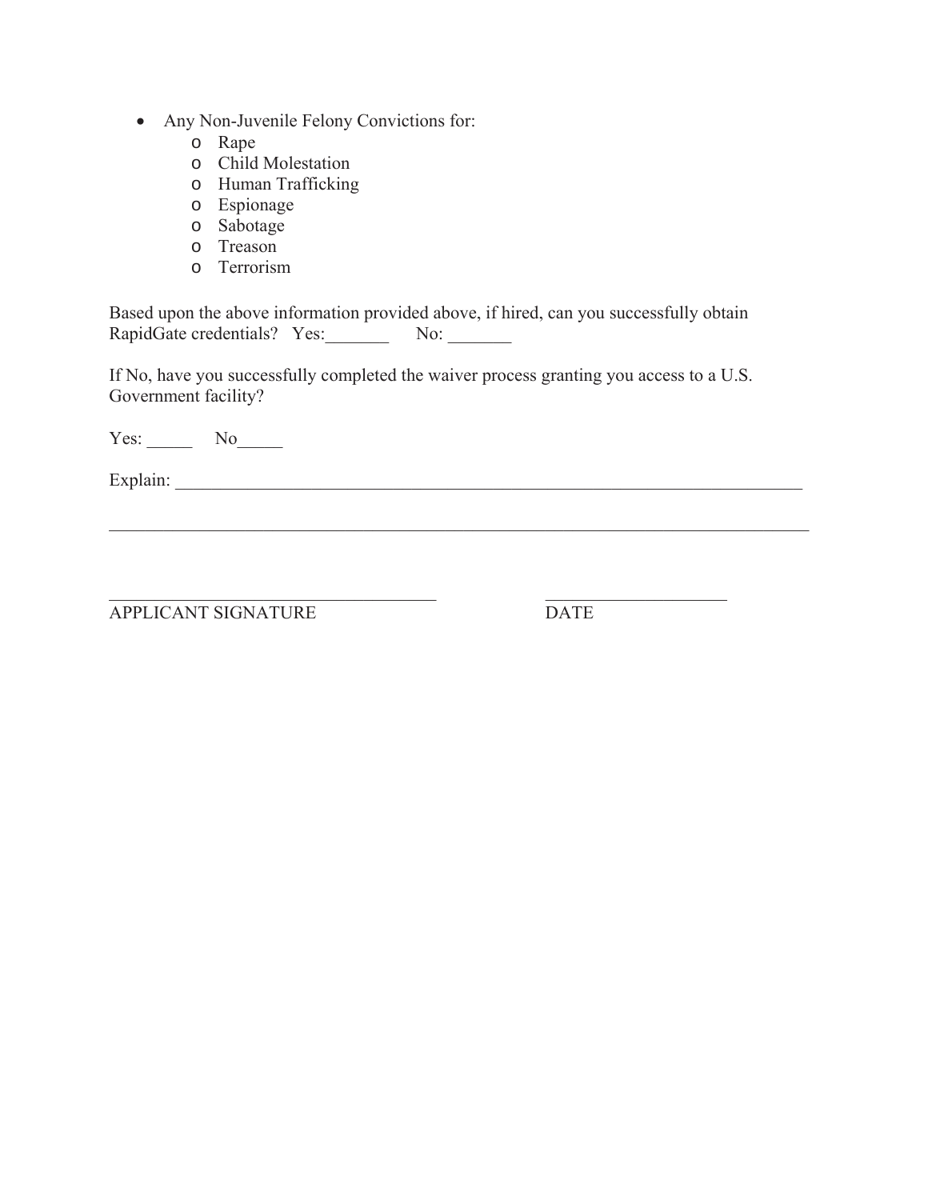- Any Non-Juvenile Felony Convictions for:
  - Rape
  - Child Molestation
  - Human Trafficking
  - Espionage
  - Sabotage
  - Treason
  - Terrorism

Based upon the above information provided above, if hired, can you successfully obtain RapidGate credentials? Yes:_______ No: _______

If No, have you successfully completed the waiver process granting you access to a U.S. Government facility?

Yes: _____ No_____

Explain: ___________________________________________________________________________

_______________________________________________________________________________

___________________________________ ____________________
APPLICANT SIGNATURE DATE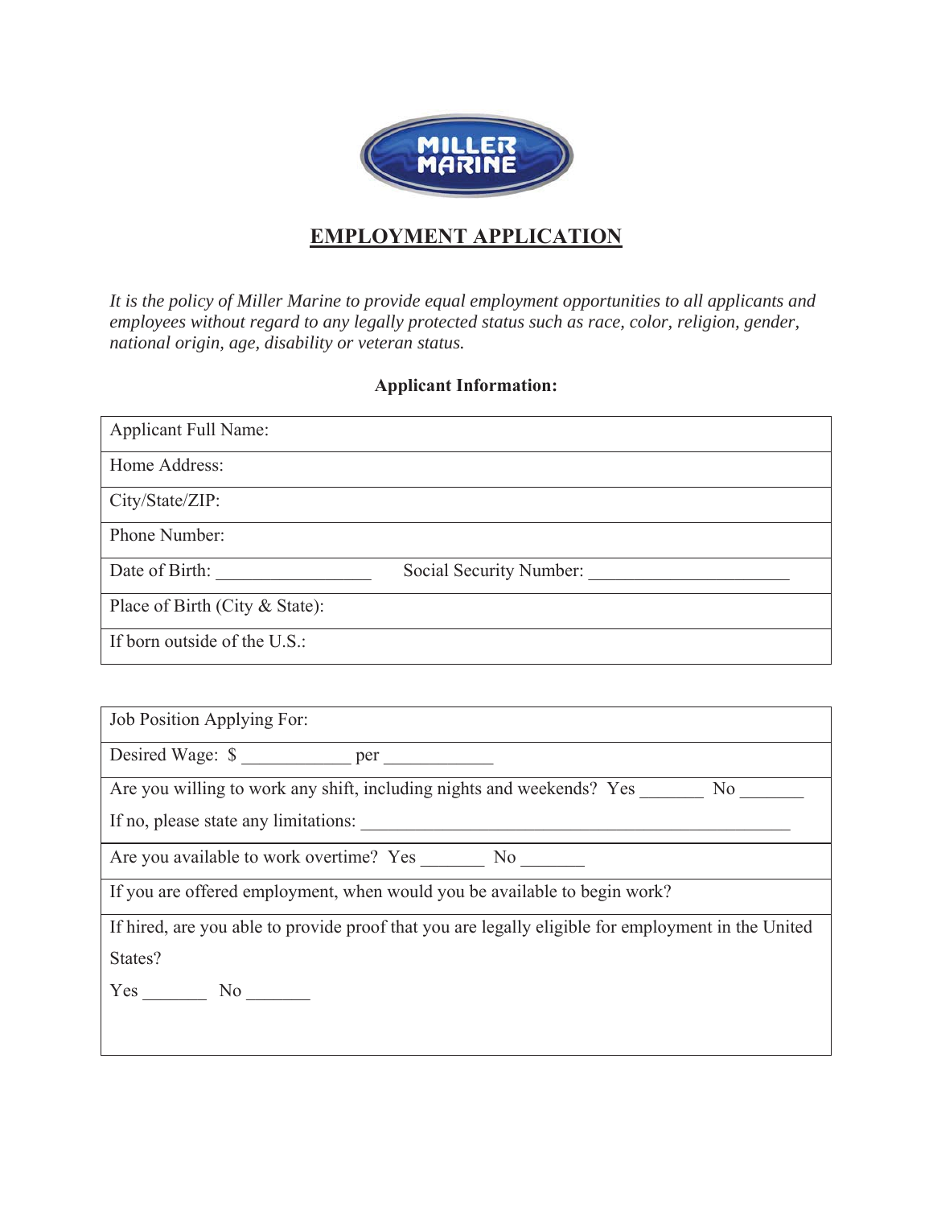MILLER MARINE

# EMPLOYMENT APPLICATION

*It is the policy of Miller Marine to provide equal employment opportunities to all applicants and employees without regard to any legally protected status such as race, color, religion, gender, national origin, age, disability or veteran status.*

**Applicant Information:**

| |
|---|
| Applicant Full Name: |
| Home Address: |
| City/State/ZIP: |
| Phone Number: |
| Date of Birth: ________________ Social Security Number: ______________________ |
| Place of Birth (City & State): |
| If born outside of the U.S.: |

| |
|---|
| Job Position Applying For: |
| Desired Wage: $ ____________ per ____________ |
| Are you willing to work any shift, including nights and weekends? Yes _______ No _______ If no, please state any limitations: ______________________________________________ |
| Are you available to work overtime? Yes _______ No _______ |
| If you are offered employment, when would you be available to begin work? |
| If hired, are you able to provide proof that you are legally eligible for employment in the United States? Yes _______ No _______ |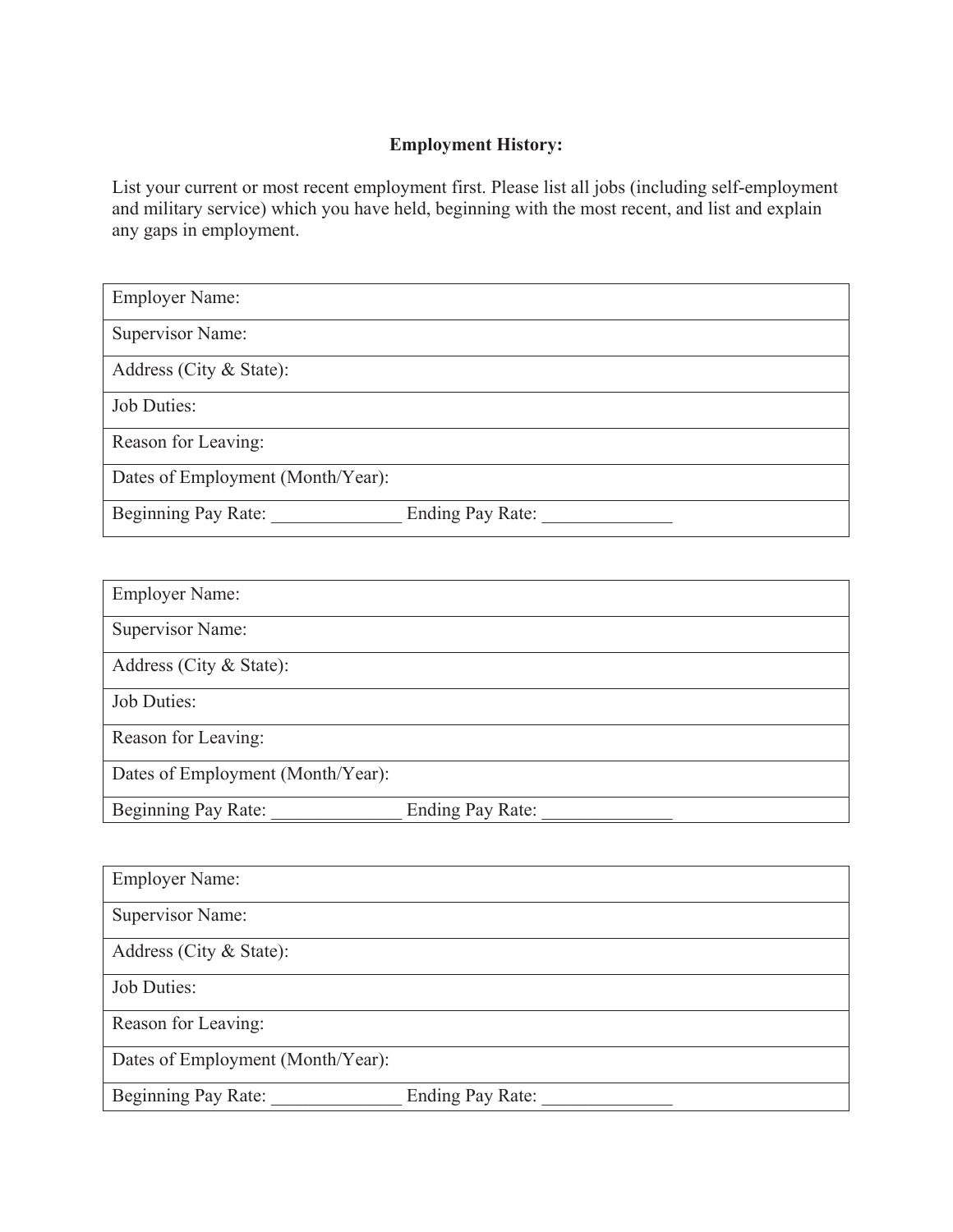**Employment History:**

List your current or most recent employment first. Please list all jobs (including self-employment and military service) which you have held, beginning with the most recent, and list and explain any gaps in employment.

| Employer Name: |
|---|
| Supervisor Name: |
| Address (City & State): |
| Job Duties: |
| Reason for Leaving: |
| Dates of Employment (Month/Year): |
| Beginning Pay Rate: ______________ Ending Pay Rate: ______________ |

| Employer Name: |
|---|
| Supervisor Name: |
| Address (City & State): |
| Job Duties: |
| Reason for Leaving: |
| Dates of Employment (Month/Year): |
| Beginning Pay Rate: ______________ Ending Pay Rate: ______________ |

| Employer Name: |
|---|
| Supervisor Name: |
| Address (City & State): |
| Job Duties: |
| Reason for Leaving: |
| Dates of Employment (Month/Year): |
| Beginning Pay Rate: ______________ Ending Pay Rate: ______________ |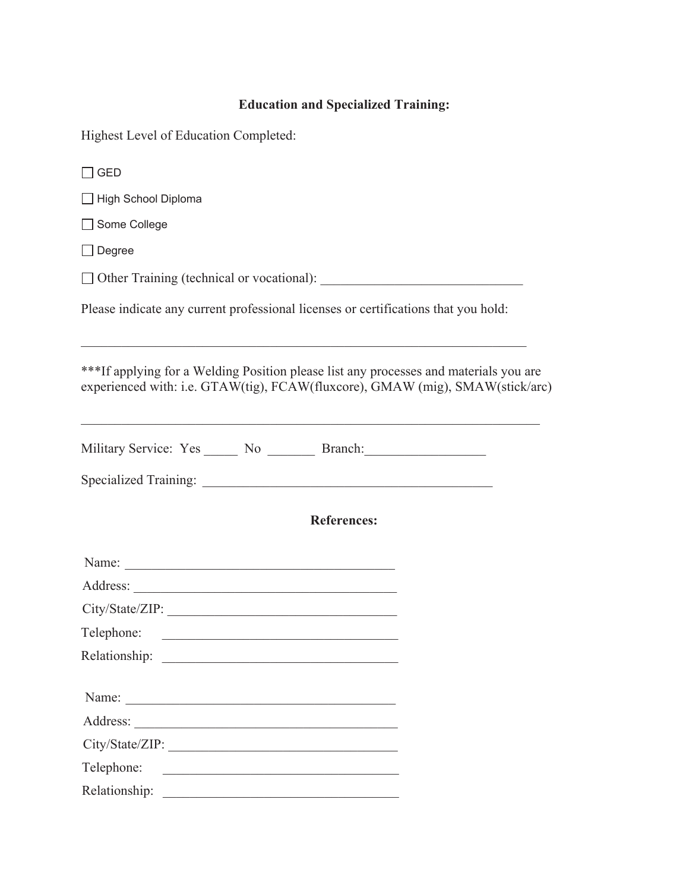## Education and Specialized Training:

Highest Level of Education Completed:

☐ GED

☐ High School Diploma

☐ Some College

☐ Degree

☐ Other Training (technical or vocational): ______________________________

Please indicate any current professional licenses or certifications that you hold:

__________________________________________________________________

***If applying for a Welding Position please list any processes and materials you are experienced with: i.e. GTAW(tig), FCAW(fluxcore), GMAW (mig), SMAW(stick/arc)

____________________________________________________________________

Military Service: Yes _____ No _______ Branch:_________________

Specialized Training: ___________________________________________

## References:

Name: ________________________________________

Address: ______________________________________

City/State/ZIP: _________________________________

Telephone: ___________________________________

Relationship: __________________________________

Name: ________________________________________

Address: ______________________________________

City/State/ZIP: _________________________________

Telephone: ___________________________________

Relationship: __________________________________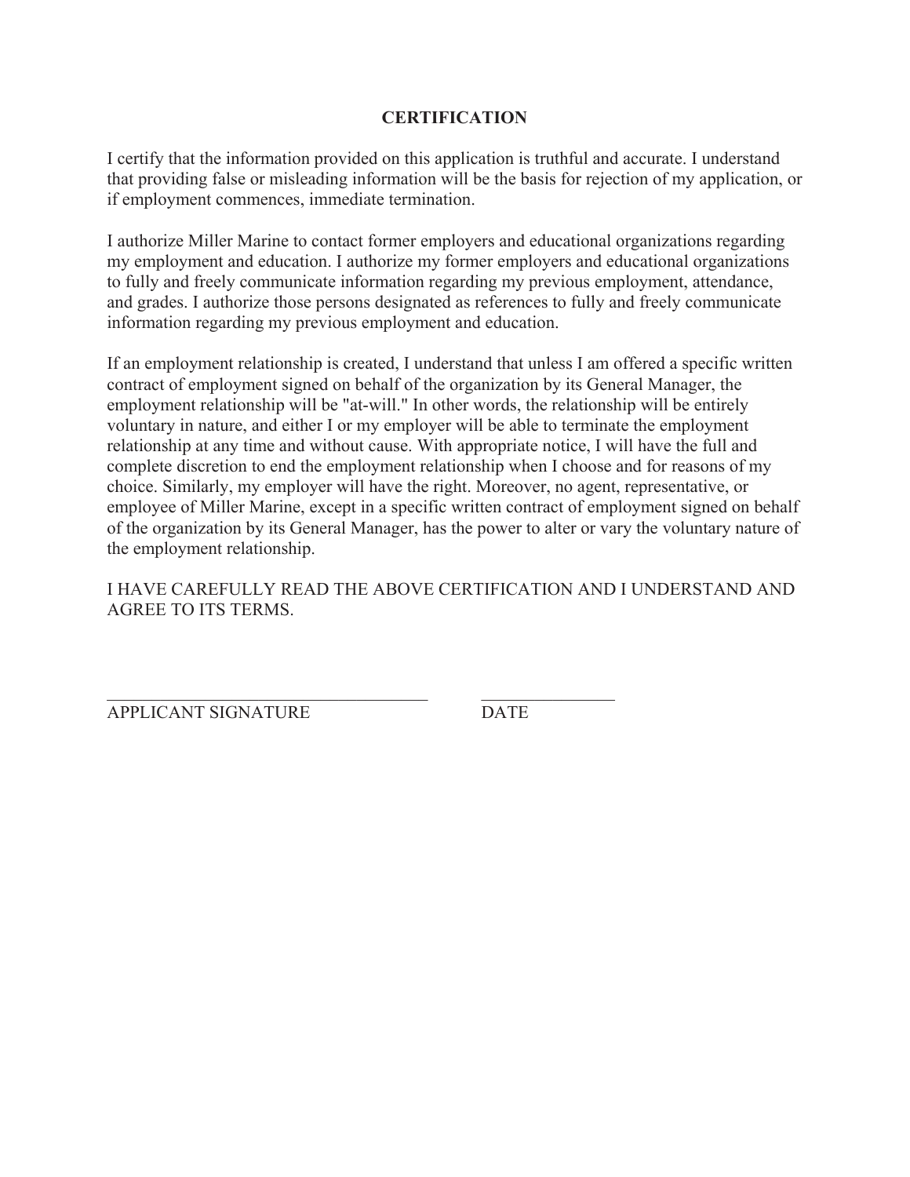## CERTIFICATION

I certify that the information provided on this application is truthful and accurate. I understand that providing false or misleading information will be the basis for rejection of my application, or if employment commences, immediate termination.

I authorize Miller Marine to contact former employers and educational organizations regarding my employment and education. I authorize my former employers and educational organizations to fully and freely communicate information regarding my previous employment, attendance, and grades. I authorize those persons designated as references to fully and freely communicate information regarding my previous employment and education.

If an employment relationship is created, I understand that unless I am offered a specific written contract of employment signed on behalf of the organization by its General Manager, the employment relationship will be "at-will." In other words, the relationship will be entirely voluntary in nature, and either I or my employer will be able to terminate the employment relationship at any time and without cause. With appropriate notice, I will have the full and complete discretion to end the employment relationship when I choose and for reasons of my choice. Similarly, my employer will have the right. Moreover, no agent, representative, or employee of Miller Marine, except in a specific written contract of employment signed on behalf of the organization by its General Manager, has the power to alter or vary the voluntary nature of the employment relationship.

I HAVE CAREFULLY READ THE ABOVE CERTIFICATION AND I UNDERSTAND AND AGREE TO ITS TERMS.

\_\_\_\_\_\_\_\_\_\_\_\_\_\_\_\_\_\_\_\_\_\_\_\_\_\_\_\_\_\_\_\_\_\_ &nbsp;&nbsp;&nbsp;&nbsp; \_\_\_\_\_\_\_\_\_\_\_\_\_\_\_

APPLICANT SIGNATURE &nbsp;&nbsp;&nbsp;&nbsp; DATE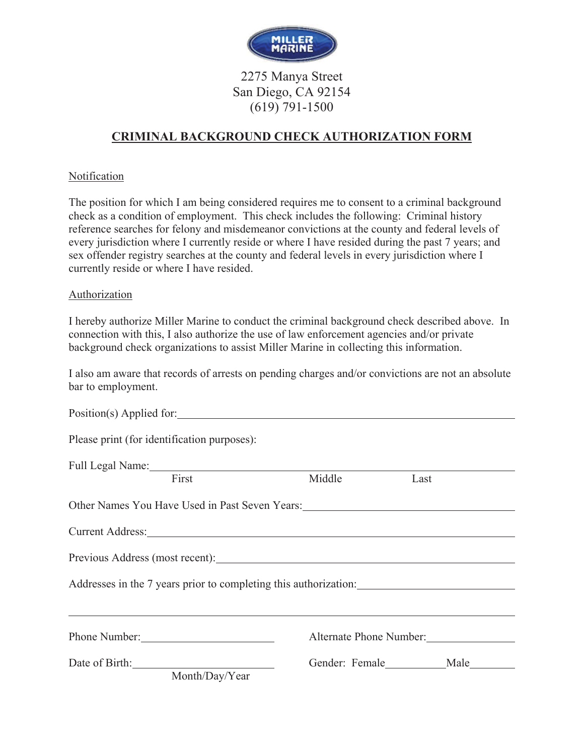MILLER MARINE

2275 Manya Street
San Diego, CA 92154
(619) 791-1500

# CRIMINAL BACKGROUND CHECK AUTHORIZATION FORM

Notification

The position for which I am being considered requires me to consent to a criminal background check as a condition of employment. This check includes the following: Criminal history reference searches for felony and misdemeanor convictions at the county and federal levels of every jurisdiction where I currently reside or where I have resided during the past 7 years; and sex offender registry searches at the county and federal levels in every jurisdiction where I currently reside or where I have resided.

Authorization

I hereby authorize Miller Marine to conduct the criminal background check described above. In connection with this, I also authorize the use of law enforcement agencies and/or private background check organizations to assist Miller Marine in collecting this information.

I also am aware that records of arrests on pending charges and/or convictions are not an absolute bar to employment.

Position(s) Applied for:\_\_\_\_\_\_\_\_\_\_\_\_\_\_\_\_\_\_\_\_\_\_\_\_\_\_\_\_\_\_\_\_\_\_\_\_\_\_\_\_

Please print (for identification purposes):

Full Legal Name:\_\_\_\_\_\_\_\_\_\_\_\_\_\_\_\_\_\_\_\_\_\_\_\_\_\_\_\_\_\_\_\_\_\_\_\_\_\_\_\_\_\_\_\_
First Middle Last

Other Names You Have Used in Past Seven Years:\_\_\_\_\_\_\_\_\_\_\_\_\_\_\_\_\_\_\_\_\_\_\_\_

Current Address:\_\_\_\_\_\_\_\_\_\_\_\_\_\_\_\_\_\_\_\_\_\_\_\_\_\_\_\_\_\_\_\_\_\_\_\_\_\_\_\_\_\_\_\_\_\_

Previous Address (most recent):\_\_\_\_\_\_\_\_\_\_\_\_\_\_\_\_\_\_\_\_\_\_\_\_\_\_\_\_\_\_\_\_\_\_

Addresses in the 7 years prior to completing this authorization:\_\_\_\_\_\_\_\_\_\_\_\_\_\_\_\_\_\_

\_\_\_\_\_\_\_\_\_\_\_\_\_\_\_\_\_\_\_\_\_\_\_\_\_\_\_\_\_\_\_\_\_\_\_\_\_\_\_\_\_\_\_\_\_\_\_\_\_\_\_\_\_\_\_\_\_\_\_\_

Phone Number:\_\_\_\_\_\_\_\_\_\_\_\_\_\_\_\_\_\_ Alternate Phone Number:\_\_\_\_\_\_\_\_\_\_\_\_

Date of Birth:\_\_\_\_\_\_\_\_\_\_\_\_\_\_\_\_\_\_ Gender: Female\_\_\_\_\_\_\_\_ Male\_\_\_\_\_\_\_
Month/Day/Year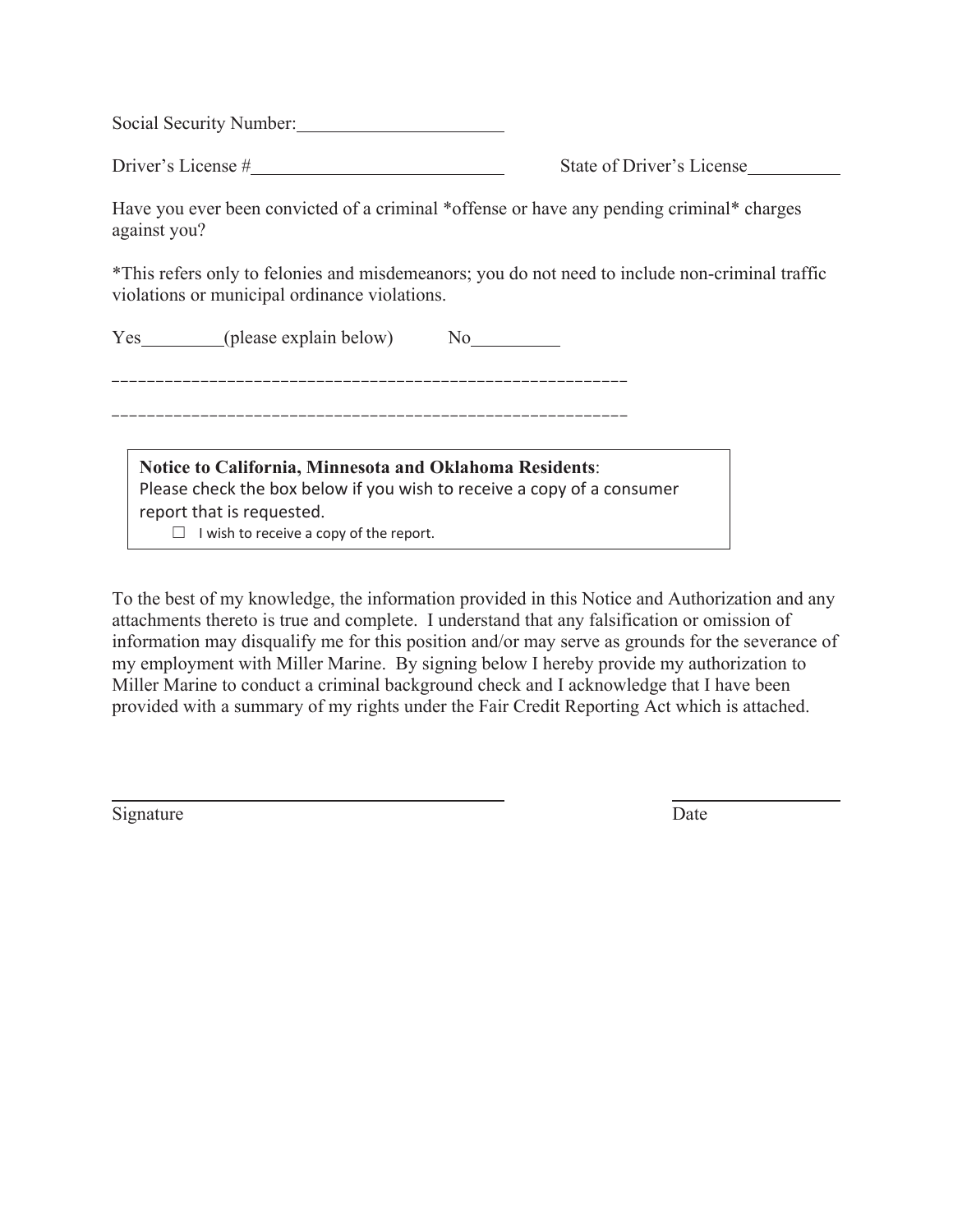Social Security Number:______________________

Driver's License #___________________________ State of Driver's License__________

Have you ever been convicted of a criminal *offense or have any pending criminal* charges against you?

*This refers only to felonies and misdemeanors; you do not need to include non-criminal traffic violations or municipal ordinance violations.

Yes_________(please explain below) No__________

_______________________________________________________

_______________________________________________________

**Notice to California, Minnesota and Oklahoma Residents**:
Please check the box below if you wish to receive a copy of a consumer report that is requested.

☐ I wish to receive a copy of the report.

To the best of my knowledge, the information provided in this Notice and Authorization and any attachments thereto is true and complete. I understand that any falsification or omission of information may disqualify me for this position and/or may serve as grounds for the severance of my employment with Miller Marine. By signing below I hereby provide my authorization to Miller Marine to conduct a criminal background check and I acknowledge that I have been provided with a summary of my rights under the Fair Credit Reporting Act which is attached.

___________________________________________ ___________________

Signature Date